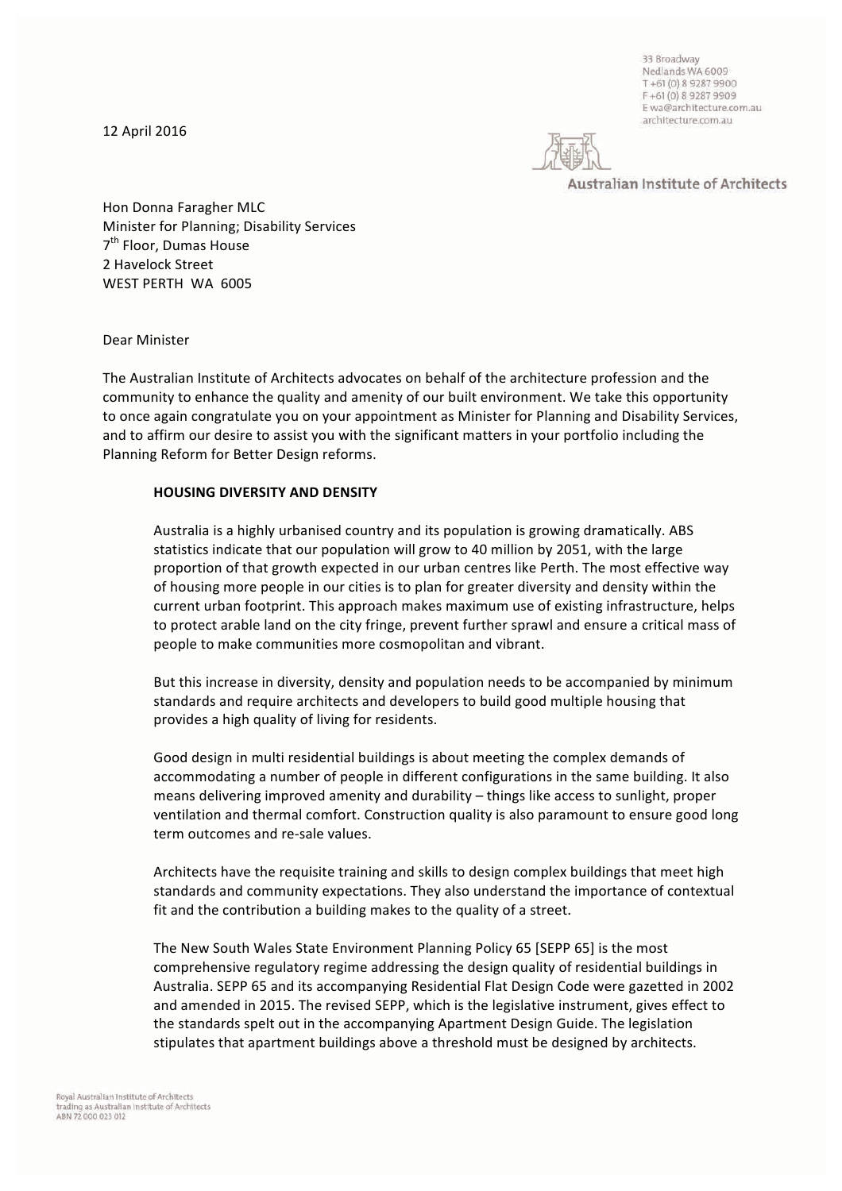33 Broadway
Nedlands WA 6009
T +61 (0) 8 9287 9900
F +61 (0) 8 9287 9909
E wa@architecture.com.au
architecture.com.au

Australian Institute of Architects

12 April 2016

Hon Donna Faragher MLC
Minister for Planning; Disability Services
7th Floor, Dumas House
2 Havelock Street
WEST PERTH WA 6005

Dear Minister

The Australian Institute of Architects advocates on behalf of the architecture profession and the community to enhance the quality and amenity of our built environment. We take this opportunity to once again congratulate you on your appointment as Minister for Planning and Disability Services, and to affirm our desire to assist you with the significant matters in your portfolio including the Planning Reform for Better Design reforms.

**HOUSING DIVERSITY AND DENSITY**

Australia is a highly urbanised country and its population is growing dramatically. ABS statistics indicate that our population will grow to 40 million by 2051, with the large proportion of that growth expected in our urban centres like Perth. The most effective way of housing more people in our cities is to plan for greater diversity and density within the current urban footprint. This approach makes maximum use of existing infrastructure, helps to protect arable land on the city fringe, prevent further sprawl and ensure a critical mass of people to make communities more cosmopolitan and vibrant.

But this increase in diversity, density and population needs to be accompanied by minimum standards and require architects and developers to build good multiple housing that provides a high quality of living for residents.

Good design in multi residential buildings is about meeting the complex demands of accommodating a number of people in different configurations in the same building. It also means delivering improved amenity and durability – things like access to sunlight, proper ventilation and thermal comfort. Construction quality is also paramount to ensure good long term outcomes and re-sale values.

Architects have the requisite training and skills to design complex buildings that meet high standards and community expectations. They also understand the importance of contextual fit and the contribution a building makes to the quality of a street.

The New South Wales State Environment Planning Policy 65 [SEPP 65] is the most comprehensive regulatory regime addressing the design quality of residential buildings in Australia. SEPP 65 and its accompanying Residential Flat Design Code were gazetted in 2002 and amended in 2015. The revised SEPP, which is the legislative instrument, gives effect to the standards spelt out in the accompanying Apartment Design Guide. The legislation stipulates that apartment buildings above a threshold must be designed by architects.

Royal Australian Institute of Architects
trading as Australian Institute of Architects
ABN 72 000 023 012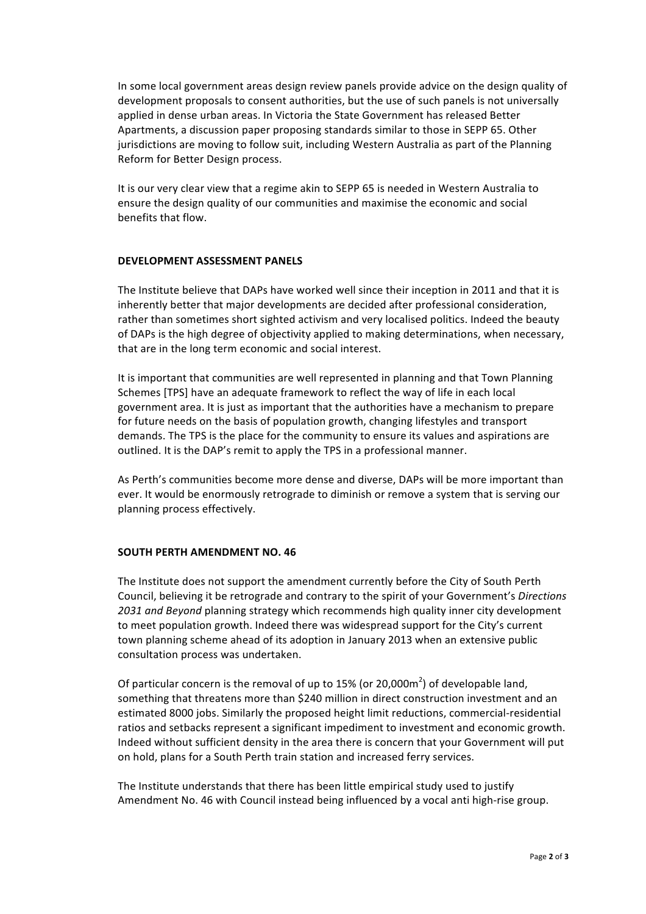In some local government areas design review panels provide advice on the design quality of development proposals to consent authorities, but the use of such panels is not universally applied in dense urban areas. In Victoria the State Government has released Better Apartments, a discussion paper proposing standards similar to those in SEPP 65. Other jurisdictions are moving to follow suit, including Western Australia as part of the Planning Reform for Better Design process.

It is our very clear view that a regime akin to SEPP 65 is needed in Western Australia to ensure the design quality of our communities and maximise the economic and social benefits that flow.

## DEVELOPMENT ASSESSMENT PANELS

The Institute believe that DAPs have worked well since their inception in 2011 and that it is inherently better that major developments are decided after professional consideration, rather than sometimes short sighted activism and very localised politics. Indeed the beauty of DAPs is the high degree of objectivity applied to making determinations, when necessary, that are in the long term economic and social interest.

It is important that communities are well represented in planning and that Town Planning Schemes [TPS] have an adequate framework to reflect the way of life in each local government area. It is just as important that the authorities have a mechanism to prepare for future needs on the basis of population growth, changing lifestyles and transport demands. The TPS is the place for the community to ensure its values and aspirations are outlined. It is the DAP's remit to apply the TPS in a professional manner.

As Perth's communities become more dense and diverse, DAPs will be more important than ever. It would be enormously retrograde to diminish or remove a system that is serving our planning process effectively.

## SOUTH PERTH AMENDMENT NO. 46

The Institute does not support the amendment currently before the City of South Perth Council, believing it be retrograde and contrary to the spirit of your Government's *Directions 2031 and Beyond* planning strategy which recommends high quality inner city development to meet population growth. Indeed there was widespread support for the City's current town planning scheme ahead of its adoption in January 2013 when an extensive public consultation process was undertaken.

Of particular concern is the removal of up to 15% (or 20,000m$^2$) of developable land, something that threatens more than $240 million in direct construction investment and an estimated 8000 jobs. Similarly the proposed height limit reductions, commercial-residential ratios and setbacks represent a significant impediment to investment and economic growth. Indeed without sufficient density in the area there is concern that your Government will put on hold, plans for a South Perth train station and increased ferry services.

The Institute understands that there has been little empirical study used to justify Amendment No. 46 with Council instead being influenced by a vocal anti high-rise group.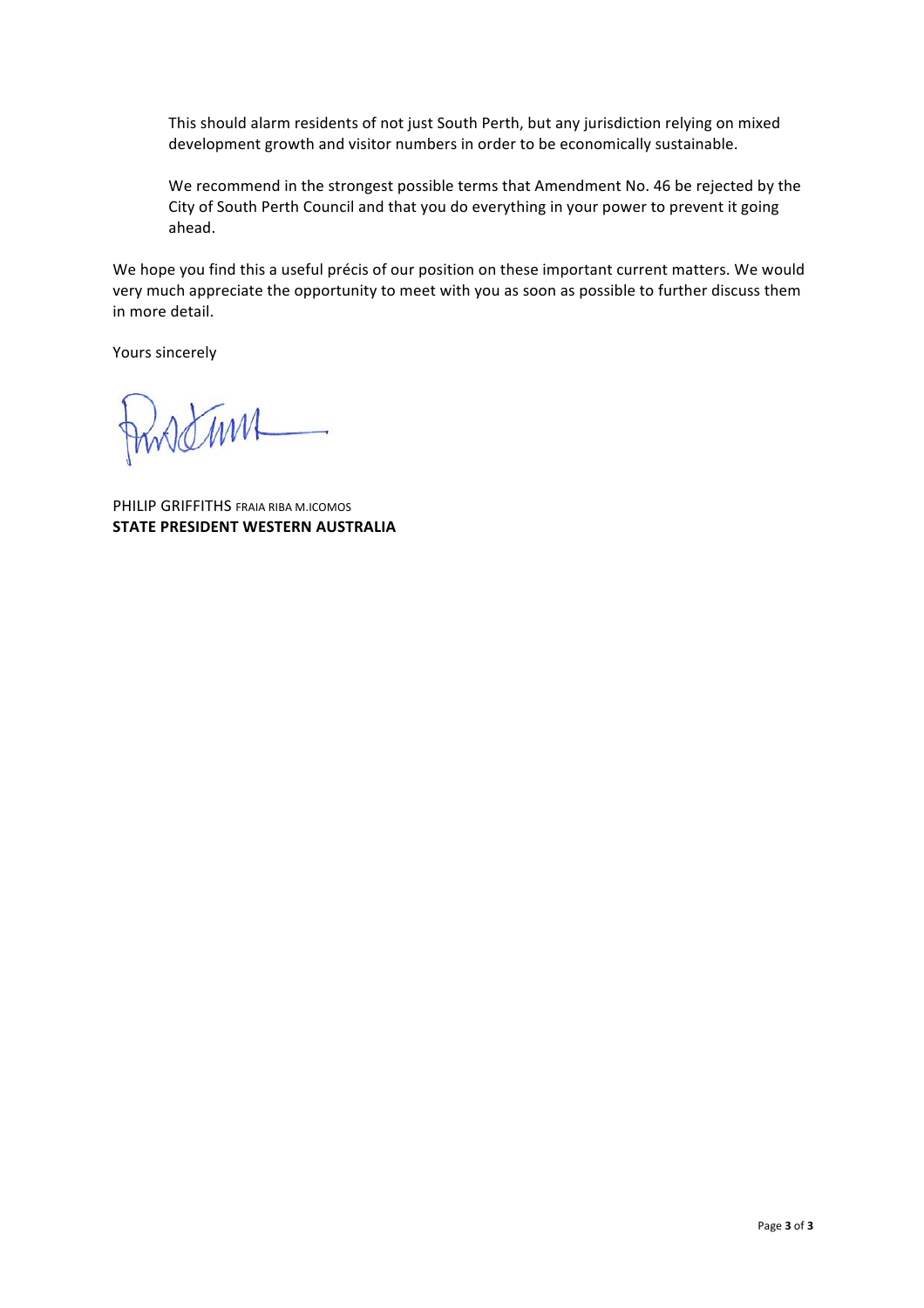This should alarm residents of not just South Perth, but any jurisdiction relying on mixed development growth and visitor numbers in order to be economically sustainable.

We recommend in the strongest possible terms that Amendment No. 46 be rejected by the City of South Perth Council and that you do everything in your power to prevent it going ahead.

We hope you find this a useful précis of our position on these important current matters. We would very much appreciate the opportunity to meet with you as soon as possible to further discuss them in more detail.

Yours sincerely

PHILIP GRIFFITHS FRAIA RIBA M.ICOMOS
**STATE PRESIDENT WESTERN AUSTRALIA**